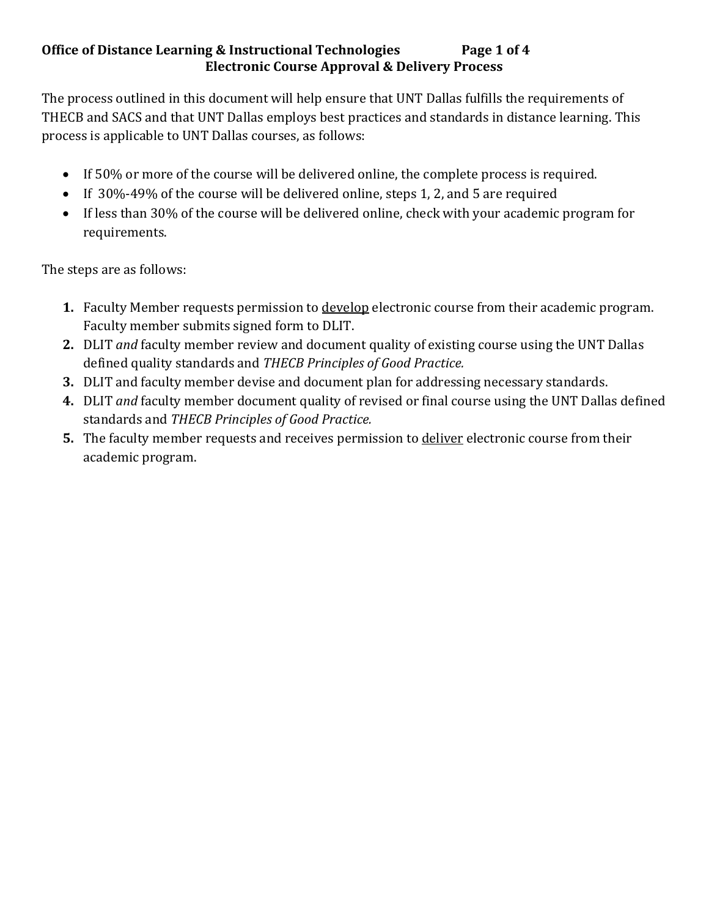**Office of Distance Learning & Instructional Technologies**

# Electronic Course Approval & Delivery Process

The process outlined in this document will help ensure that UNT Dallas fulfills the requirements of THECB and SACS and that UNT Dallas employs best practices and standards in distance learning. This process is applicable to UNT Dallas courses, as follows:

- If 50% or more of the course will be delivered online, the complete process is required.
- If 30%-49% of the course will be delivered online, steps 1, 2, and 5 are required
- If less than 30% of the course will be delivered online, check with your academic program for requirements.

The steps are as follows:

1. Faculty Member requests permission to <u>develop</u> electronic course from their academic program. Faculty member submits signed form to DLIT.
2. DLIT *and* faculty member review and document quality of existing course using the UNT Dallas defined quality standards and *THECB Principles of Good Practice.*
3. DLIT and faculty member devise and document plan for addressing necessary standards.
4. DLIT *and* faculty member document quality of revised or final course using the UNT Dallas defined standards and *THECB Principles of Good Practice.*
5. The faculty member requests and receives permission to <u>deliver</u> electronic course from their academic program.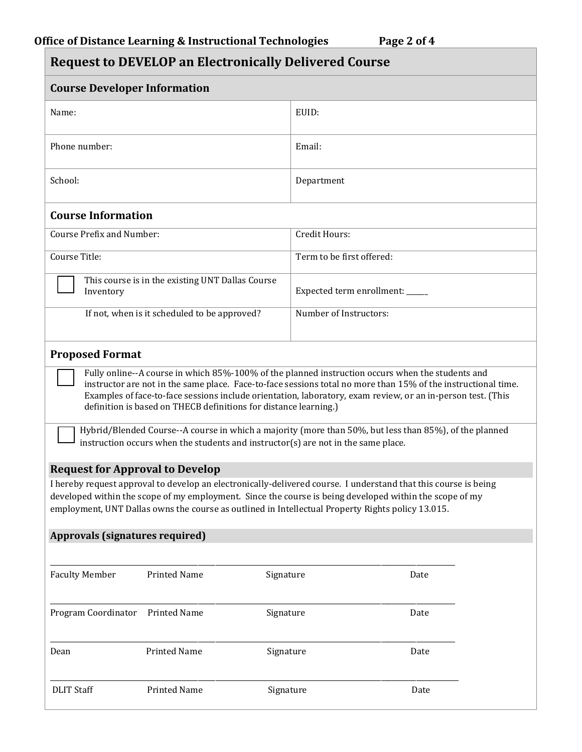## Request to DEVELOP an Electronically Delivered Course

### Course Developer Information

| | |
|---|---|
| Name: | EUID: |
| Phone number: | Email: |
| School: | Department |

### Course Information

| | |
|---|---|
| Course Prefix and Number: | Credit Hours: |
| Course Title: | Term to be first offered: |
| ☐ This course is in the existing UNT Dallas Course Inventory | Expected term enrollment: _____ |
| If not, when is it scheduled to be approved? | Number of Instructors: |

### Proposed Format

☐ Fully online--A course in which 85%-100% of the planned instruction occurs when the students and instructor are not in the same place. Face-to-face sessions total no more than 15% of the instructional time. Examples of face-to-face sessions include orientation, laboratory, exam review, or an in-person test. (This definition is based on THECB definitions for distance learning.)

☐ Hybrid/Blended Course--A course in which a majority (more than 50%, but less than 85%), of the planned instruction occurs when the students and instructor(s) are not in the same place.

### Request for Approval to Develop

I hereby request approval to develop an electronically-delivered course. I understand that this course is being developed within the scope of my employment. Since the course is being developed within the scope of my employment, UNT Dallas owns the course as outlined in Intellectual Property Rights policy 13.015.

### Approvals (signatures required)

______________________________________________________________________________

Faculty Member &nbsp;&nbsp;&nbsp; Printed Name &nbsp;&nbsp;&nbsp; Signature &nbsp;&nbsp;&nbsp; Date

______________________________________________________________________________

Program Coordinator &nbsp;&nbsp;&nbsp; Printed Name &nbsp;&nbsp;&nbsp; Signature &nbsp;&nbsp;&nbsp; Date

______________________________________________________________________________

Dean &nbsp;&nbsp;&nbsp; Printed Name &nbsp;&nbsp;&nbsp; Signature &nbsp;&nbsp;&nbsp; Date

______________________________________________________________________________

DLIT Staff &nbsp;&nbsp;&nbsp; Printed Name &nbsp;&nbsp;&nbsp; Signature &nbsp;&nbsp;&nbsp; Date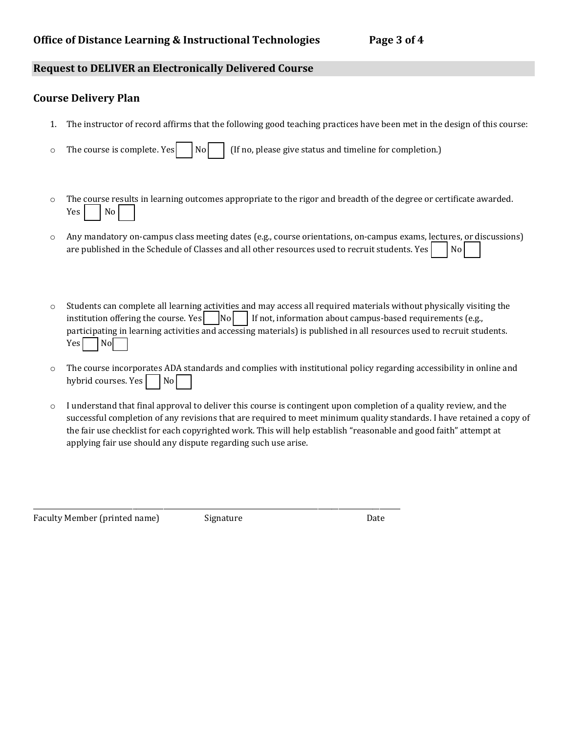## Request to DELIVER an Electronically Delivered Course

### Course Delivery Plan

1. The instructor of record affirms that the following good teaching practices have been met in the design of this course:

- The course is complete. Yes ☐ No ☐ (If no, please give status and timeline for completion.)

- The course results in learning outcomes appropriate to the rigor and breadth of the degree or certificate awarded. Yes ☐ No ☐

- Any mandatory on-campus class meeting dates (e.g., course orientations, on-campus exams, lectures, or discussions) are published in the Schedule of Classes and all other resources used to recruit students. Yes ☐ No ☐

- Students can complete all learning activities and may access all required materials without physically visiting the institution offering the course. Yes ☐ No ☐ If not, information about campus-based requirements (e.g., participating in learning activities and accessing materials) is published in all resources used to recruit students. Yes ☐ No ☐

- The course incorporates ADA standards and complies with institutional policy regarding accessibility in online and hybrid courses. Yes ☐ No ☐

- I understand that final approval to deliver this course is contingent upon completion of a quality review, and the successful completion of any revisions that are required to meet minimum quality standards. I have retained a copy of the fair use checklist for each copyrighted work. This will help establish "reasonable and good faith" attempt at applying fair use should any dispute regarding such use arise.

\_\_\_\_\_\_\_\_\_\_\_\_\_\_\_\_\_\_\_\_\_\_\_\_\_\_\_\_\_\_\_\_\_\_\_\_\_\_\_\_\_\_\_\_\_\_\_\_\_\_\_\_\_\_\_\_\_\_\_\_\_\_\_\_\_\_\_\_\_\_\_\_\_\_\_\_

Faculty Member (printed name) Signature Date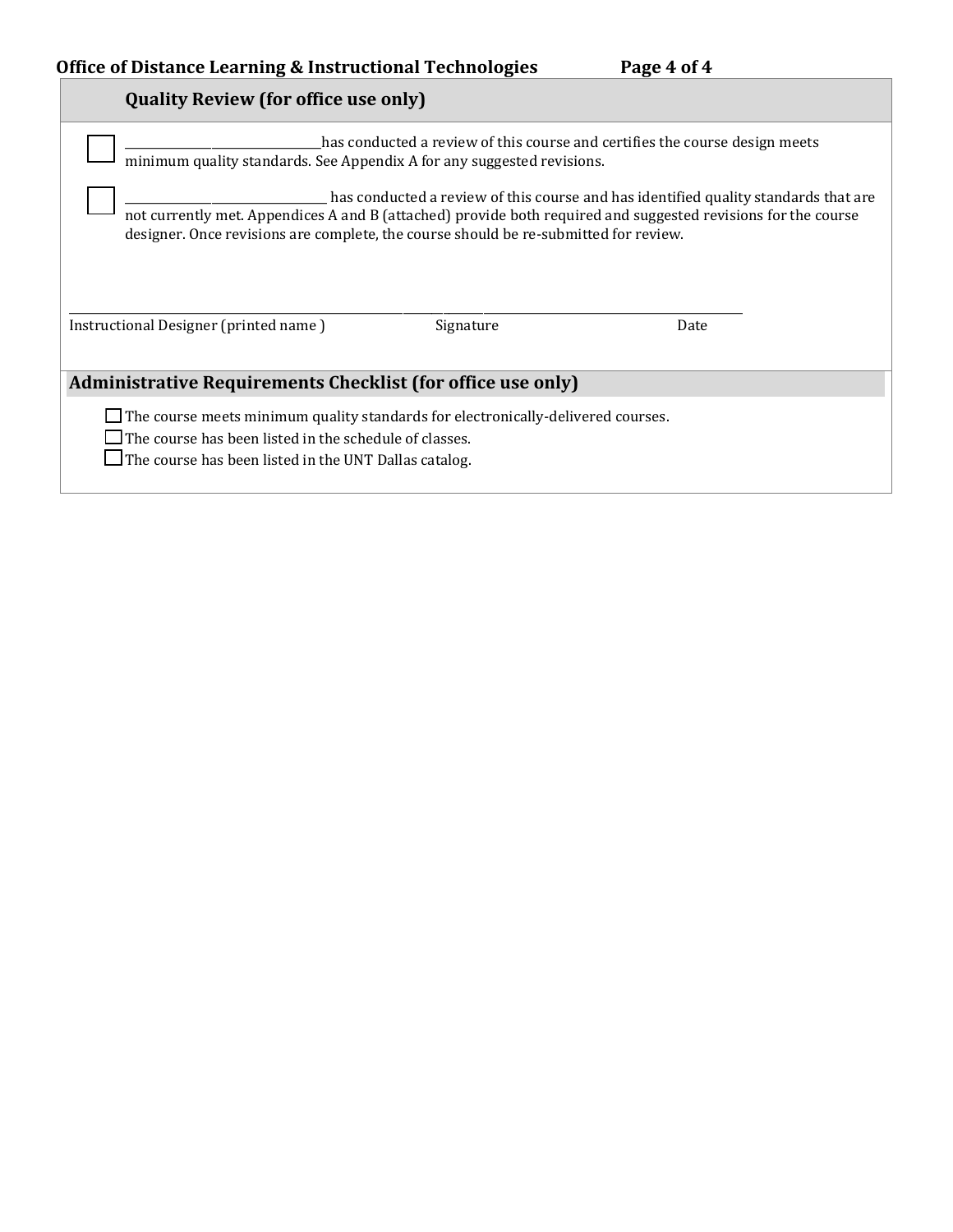## Quality Review (for office use only)

☐ ______________________________has conducted a review of this course and certifies the course design meets minimum quality standards. See Appendix A for any suggested revisions.

☐ ______________________________ has conducted a review of this course and has identified quality standards that are not currently met. Appendices A and B (attached) provide both required and suggested revisions for the course designer. Once revisions are complete, the course should be re-submitted for review.

______________________________________________________________________________________________

Instructional Designer (printed name ) Signature Date

## Administrative Requirements Checklist (for office use only)

☐ The course meets minimum quality standards for electronically-delivered courses.

☐ The course has been listed in the schedule of classes.

☐ The course has been listed in the UNT Dallas catalog.